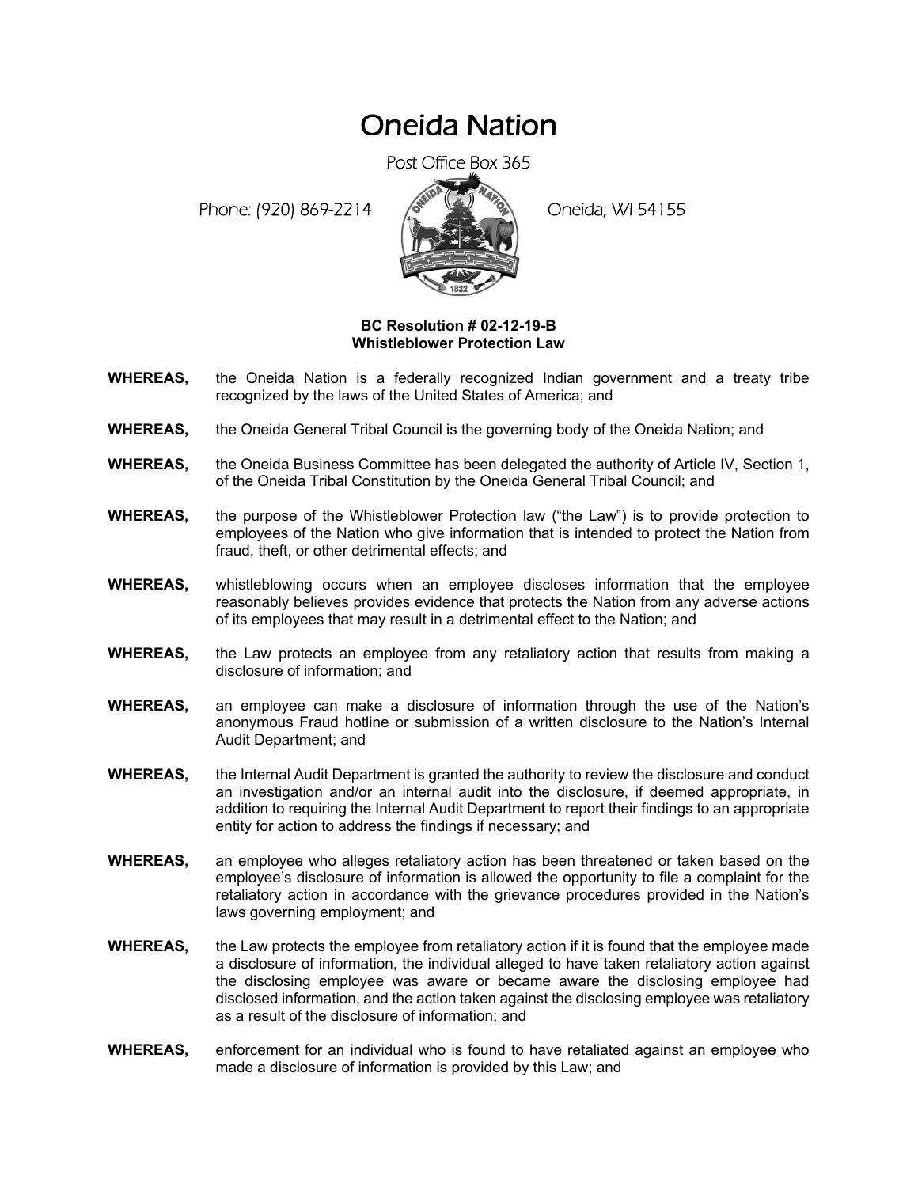# Oneida Nation

Post Office Box 365

Phone: (920) 869-2214 Oneida, WI 54155

**BC Resolution # 02-12-19-B**
**Whistleblower Protection Law**

**WHEREAS,** the Oneida Nation is a federally recognized Indian government and a treaty tribe recognized by the laws of the United States of America; and

**WHEREAS,** the Oneida General Tribal Council is the governing body of the Oneida Nation; and

**WHEREAS,** the Oneida Business Committee has been delegated the authority of Article IV, Section 1, of the Oneida Tribal Constitution by the Oneida General Tribal Council; and

**WHEREAS,** the purpose of the Whistleblower Protection law ("the Law") is to provide protection to employees of the Nation who give information that is intended to protect the Nation from fraud, theft, or other detrimental effects; and

**WHEREAS,** whistleblowing occurs when an employee discloses information that the employee reasonably believes provides evidence that protects the Nation from any adverse actions of its employees that may result in a detrimental effect to the Nation; and

**WHEREAS,** the Law protects an employee from any retaliatory action that results from making a disclosure of information; and

**WHEREAS,** an employee can make a disclosure of information through the use of the Nation's anonymous Fraud hotline or submission of a written disclosure to the Nation's Internal Audit Department; and

**WHEREAS,** the Internal Audit Department is granted the authority to review the disclosure and conduct an investigation and/or an internal audit into the disclosure, if deemed appropriate, in addition to requiring the Internal Audit Department to report their findings to an appropriate entity for action to address the findings if necessary; and

**WHEREAS,** an employee who alleges retaliatory action has been threatened or taken based on the employee's disclosure of information is allowed the opportunity to file a complaint for the retaliatory action in accordance with the grievance procedures provided in the Nation's laws governing employment; and

**WHEREAS,** the Law protects the employee from retaliatory action if it is found that the employee made a disclosure of information, the individual alleged to have taken retaliatory action against the disclosing employee was aware or became aware the disclosing employee had disclosed information, and the action taken against the disclosing employee was retaliatory as a result of the disclosure of information; and

**WHEREAS,** enforcement for an individual who is found to have retaliated against an employee who made a disclosure of information is provided by this Law; and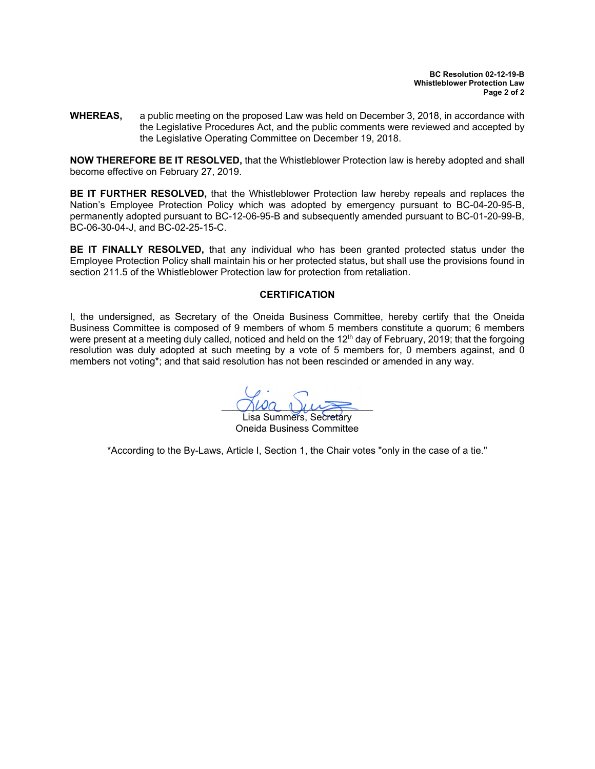**WHEREAS,** a public meeting on the proposed Law was held on December 3, 2018, in accordance with the Legislative Procedures Act, and the public comments were reviewed and accepted by the Legislative Operating Committee on December 19, 2018.

**NOW THEREFORE BE IT RESOLVED,** that the Whistleblower Protection law is hereby adopted and shall become effective on February 27, 2019.

**BE IT FURTHER RESOLVED,** that the Whistleblower Protection law hereby repeals and replaces the Nation's Employee Protection Policy which was adopted by emergency pursuant to BC-04-20-95-B, permanently adopted pursuant to BC-12-06-95-B and subsequently amended pursuant to BC-01-20-99-B, BC-06-30-04-J, and BC-02-25-15-C.

**BE IT FINALLY RESOLVED,** that any individual who has been granted protected status under the Employee Protection Policy shall maintain his or her protected status, but shall use the provisions found in section 211.5 of the Whistleblower Protection law for protection from retaliation.

## CERTIFICATION

I, the undersigned, as Secretary of the Oneida Business Committee, hereby certify that the Oneida Business Committee is composed of 9 members of whom 5 members constitute a quorum; 6 members were present at a meeting duly called, noticed and held on the 12th day of February, 2019; that the forgoing resolution was duly adopted at such meeting by a vote of 5 members for, 0 members against, and 0 members not voting*; and that said resolution has not been rescinded or amended in any way.

Lisa Summers, Secretary
Oneida Business Committee

*According to the By-Laws, Article I, Section 1, the Chair votes "only in the case of a tie."